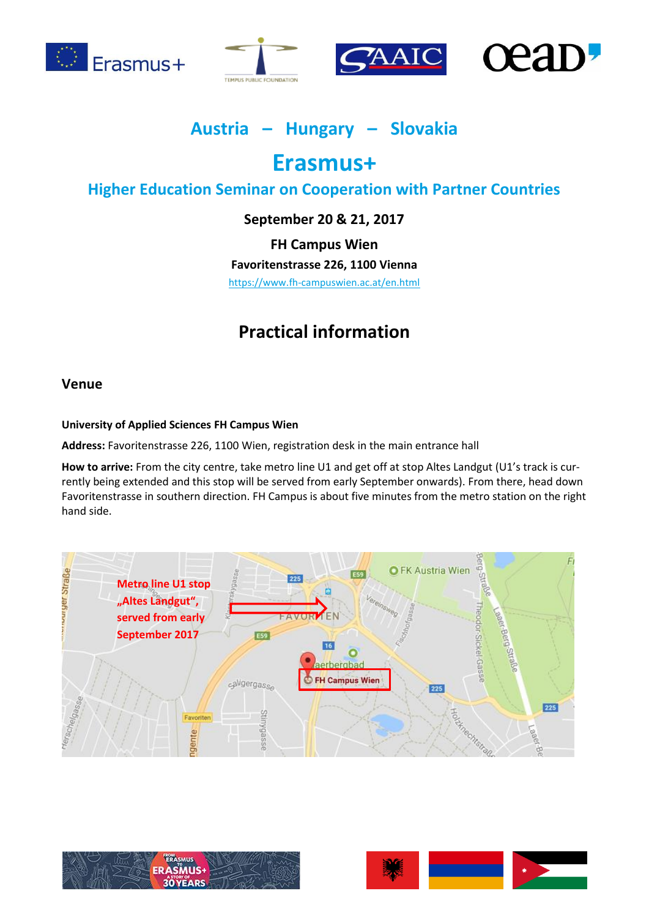# Austria – Hungary – Slovakia

# Erasmus+

## Higher Education Seminar on Cooperation with Partner Countries

**September 20 & 21, 2017**

**FH Campus Wien**

**Favoritenstrasse 226, 1100 Vienna**

https://www.fh-campuswien.ac.at/en.html

## Practical information

### Venue

**University of Applied Sciences FH Campus Wien**

**Address:** Favoritenstrasse 226, 1100 Wien, registration desk in the main entrance hall

**How to arrive:** From the city centre, take metro line U1 and get off at stop Altes Landgut (U1's track is currently being extended and this stop will be served from early September onwards). From there, head down Favoritenstrasse in southern direction. FH Campus is about five minutes from the metro station on the right hand side.

Metro line U1 stop „Altes Landgut", served from early September 2017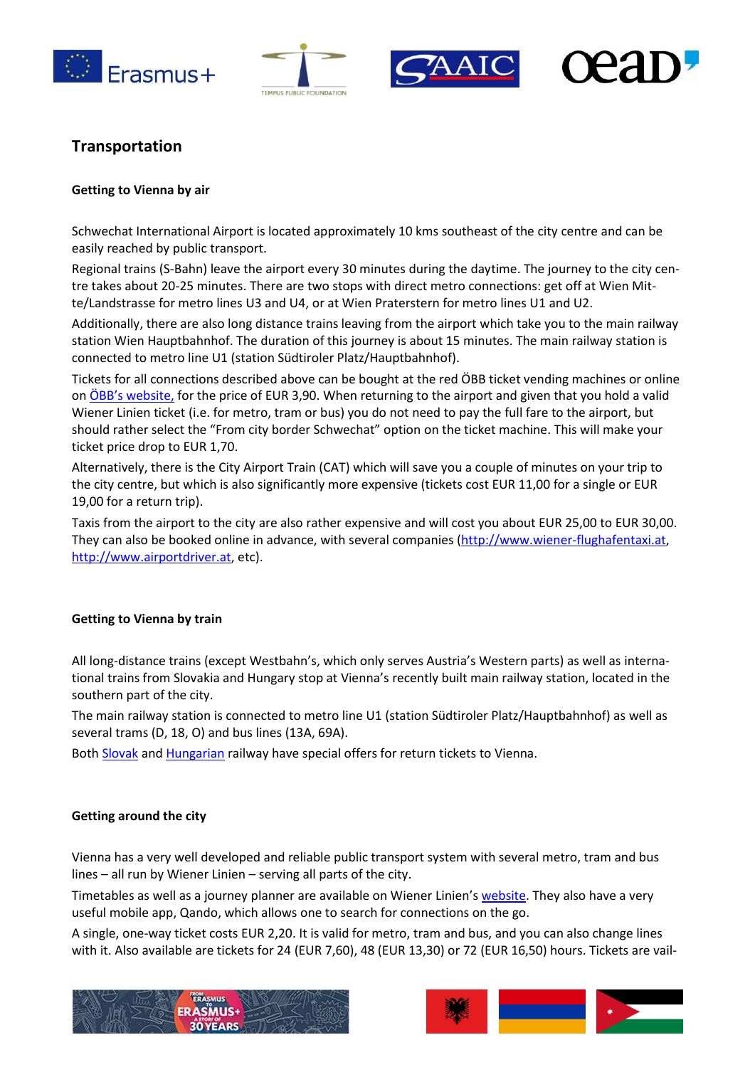## Transportation

### Getting to Vienna by air

Schwechat International Airport is located approximately 10 kms southeast of the city centre and can be easily reached by public transport.

Regional trains (S-Bahn) leave the airport every 30 minutes during the daytime. The journey to the city centre takes about 20-25 minutes. There are two stops with direct metro connections: get off at Wien Mitte/Landstrasse for metro lines U3 and U4, or at Wien Praterstern for metro lines U1 and U2.

Additionally, there are also long distance trains leaving from the airport which take you to the main railway station Wien Hauptbahnhof. The duration of this journey is about 15 minutes. The main railway station is connected to metro line U1 (station Südtiroler Platz/Hauptbahnhof).

Tickets for all connections described above can be bought at the red ÖBB ticket vending machines or online on ÖBB's website, for the price of EUR 3,90. When returning to the airport and given that you hold a valid Wiener Linien ticket (i.e. for metro, tram or bus) you do not need to pay the full fare to the airport, but should rather select the "From city border Schwechat" option on the ticket machine. This will make your ticket price drop to EUR 1,70.

Alternatively, there is the City Airport Train (CAT) which will save you a couple of minutes on your trip to the city centre, but which is also significantly more expensive (tickets cost EUR 11,00 for a single or EUR 19,00 for a return trip).

Taxis from the airport to the city are also rather expensive and will cost you about EUR 25,00 to EUR 30,00. They can also be booked online in advance, with several companies (http://www.wiener-flughafentaxi.at, http://www.airportdriver.at, etc).

### Getting to Vienna by train

All long-distance trains (except Westbahn's, which only serves Austria's Western parts) as well as international trains from Slovakia and Hungary stop at Vienna's recently built main railway station, located in the southern part of the city.

The main railway station is connected to metro line U1 (station Südtiroler Platz/Hauptbahnhof) as well as several trams (D, 18, O) and bus lines (13A, 69A).

Both Slovak and Hungarian railway have special offers for return tickets to Vienna.

### Getting around the city

Vienna has a very well developed and reliable public transport system with several metro, tram and bus lines – all run by Wiener Linien – serving all parts of the city.

Timetables as well as a journey planner are available on Wiener Linien's website. They also have a very useful mobile app, Qando, which allows one to search for connections on the go.

A single, one-way ticket costs EUR 2,20. It is valid for metro, tram and bus, and you can also change lines with it. Also available are tickets for 24 (EUR 7,60), 48 (EUR 13,30) or 72 (EUR 16,50) hours. Tickets are vail-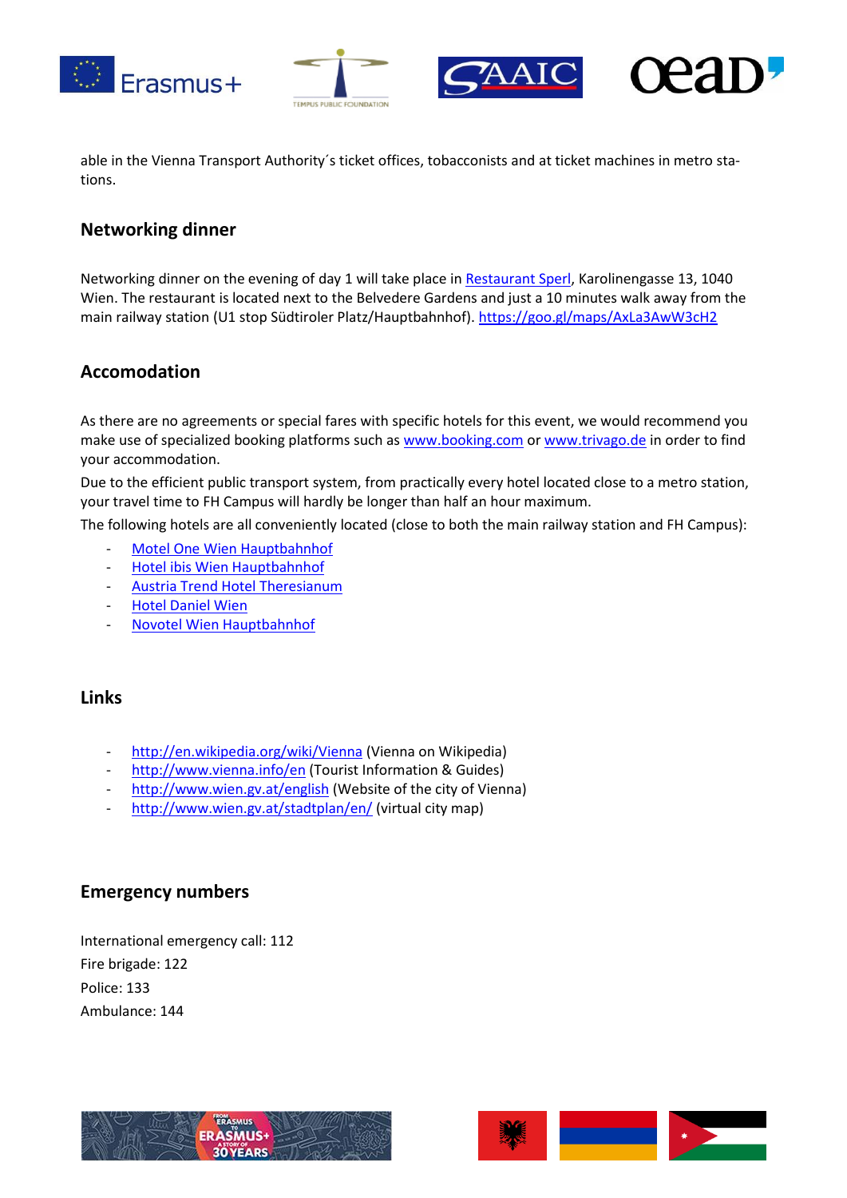able in the Vienna Transport Authority´s ticket offices, tobacconists and at ticket machines in metro stations.

## Networking dinner

Networking dinner on the evening of day 1 will take place in Restaurant Sperl, Karolinengasse 13, 1040 Wien. The restaurant is located next to the Belvedere Gardens and just a 10 minutes walk away from the main railway station (U1 stop Südtiroler Platz/Hauptbahnhof). https://goo.gl/maps/AxLa3AwW3cH2

## Accomodation

As there are no agreements or special fares with specific hotels for this event, we would recommend you make use of specialized booking platforms such as www.booking.com or www.trivago.de in order to find your accommodation.

Due to the efficient public transport system, from practically every hotel located close to a metro station, your travel time to FH Campus will hardly be longer than half an hour maximum.

The following hotels are all conveniently located (close to both the main railway station and FH Campus):

- Motel One Wien Hauptbahnhof
- Hotel ibis Wien Hauptbahnhof
- Austria Trend Hotel Theresianum
- Hotel Daniel Wien
- Novotel Wien Hauptbahnhof

## Links

- http://en.wikipedia.org/wiki/Vienna (Vienna on Wikipedia)
- http://www.vienna.info/en (Tourist Information & Guides)
- http://www.wien.gv.at/english (Website of the city of Vienna)
- http://www.wien.gv.at/stadtplan/en/ (virtual city map)

## Emergency numbers

International emergency call: 112

Fire brigade: 122

Police: 133

Ambulance: 144